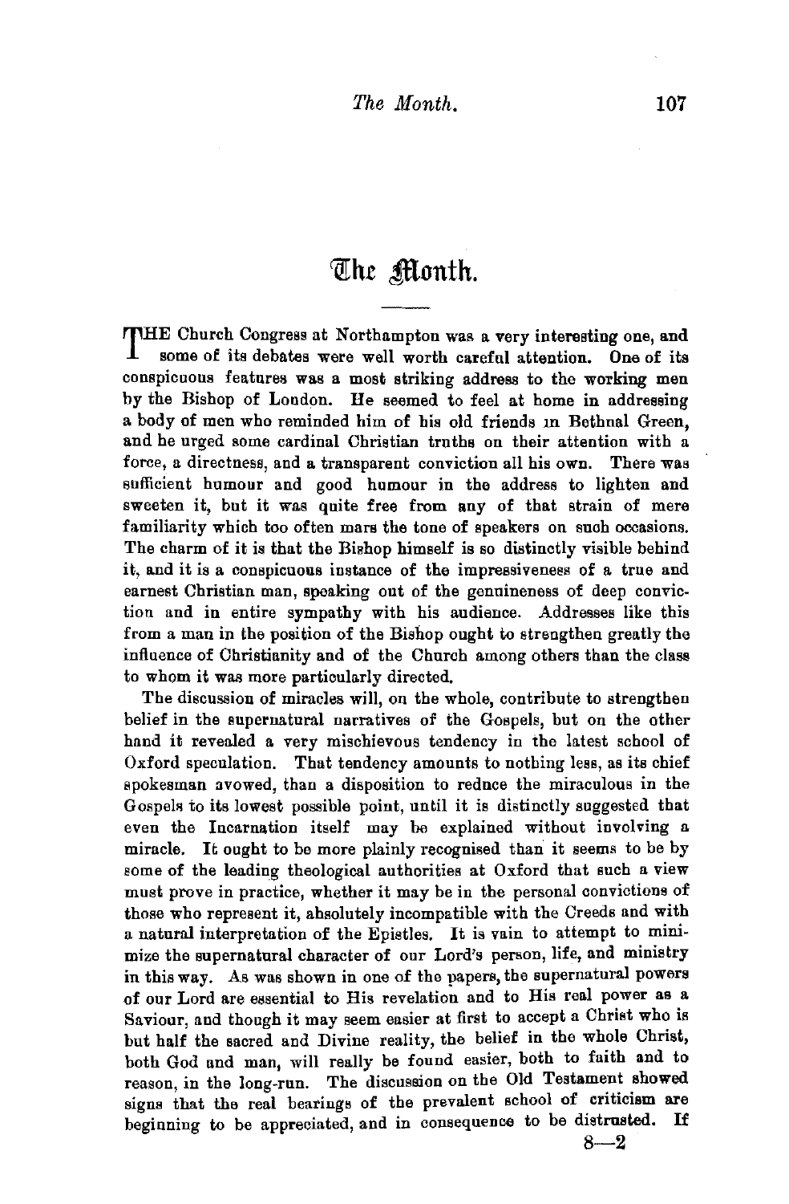# The Month.

THE Church Congress at Northampton was a very interesting one, and some of its debates were well worth careful attention. One of its conspicuous features was a most striking address to the working men by the Bishop of London. He seemed to feel at home in addressing a body of men who reminded him of his old friends in Bethnal Green, and he urged some cardinal Christian truths on their attention with a force, a directness, and a transparent conviction all his own. There was sufficient humour and good humour in the address to lighten and sweeten it, but it was quite free from any of that strain of mere familiarity which too often mars the tone of speakers on such occasions. The charm of it is that the Bishop himself is so distinctly visible behind it, and it is a conspicuous instance of the impressiveness of a true and earnest Christian man, speaking out of the genuineness of deep conviction and in entire sympathy with his audience. Addresses like this from a man in the position of the Bishop ought to strengthen greatly the influence of Christianity and of the Church among others than the class to whom it was more particularly directed.

The discussion of miracles will, on the whole, contribute to strengthen belief in the supernatural narratives of the Gospels, but on the other hand it revealed a very mischievous tendency in the latest school of Oxford speculation. That tendency amounts to nothing less, as its chief spokesman avowed, than a disposition to reduce the miraculous in the Gospels to its lowest possible point, until it is distinctly suggested that even the Incarnation itself may be explained without involving a miracle. It ought to be more plainly recognised than it seems to be by some of the leading theological authorities at Oxford that such a view must prove in practice, whether it may be in the personal convictions of those who represent it, absolutely incompatible with the Creeds and with a natural interpretation of the Epistles. It is vain to attempt to minimize the supernatural character of our Lord's person, life, and ministry in this way. As was shown in one of the papers, the supernatural powers of our Lord are essential to His revelation and to His real power as a Saviour, and though it may seem easier at first to accept a Christ who is but half the sacred and Divine reality, the belief in the whole Christ, both God and man, will really be found easier, both to faith and to reason, in the long-run. The discussion on the Old Testament showed signs that the real bearings of the prevalent school of criticism are beginning to be appreciated, and in consequence to be distrusted. If

8—2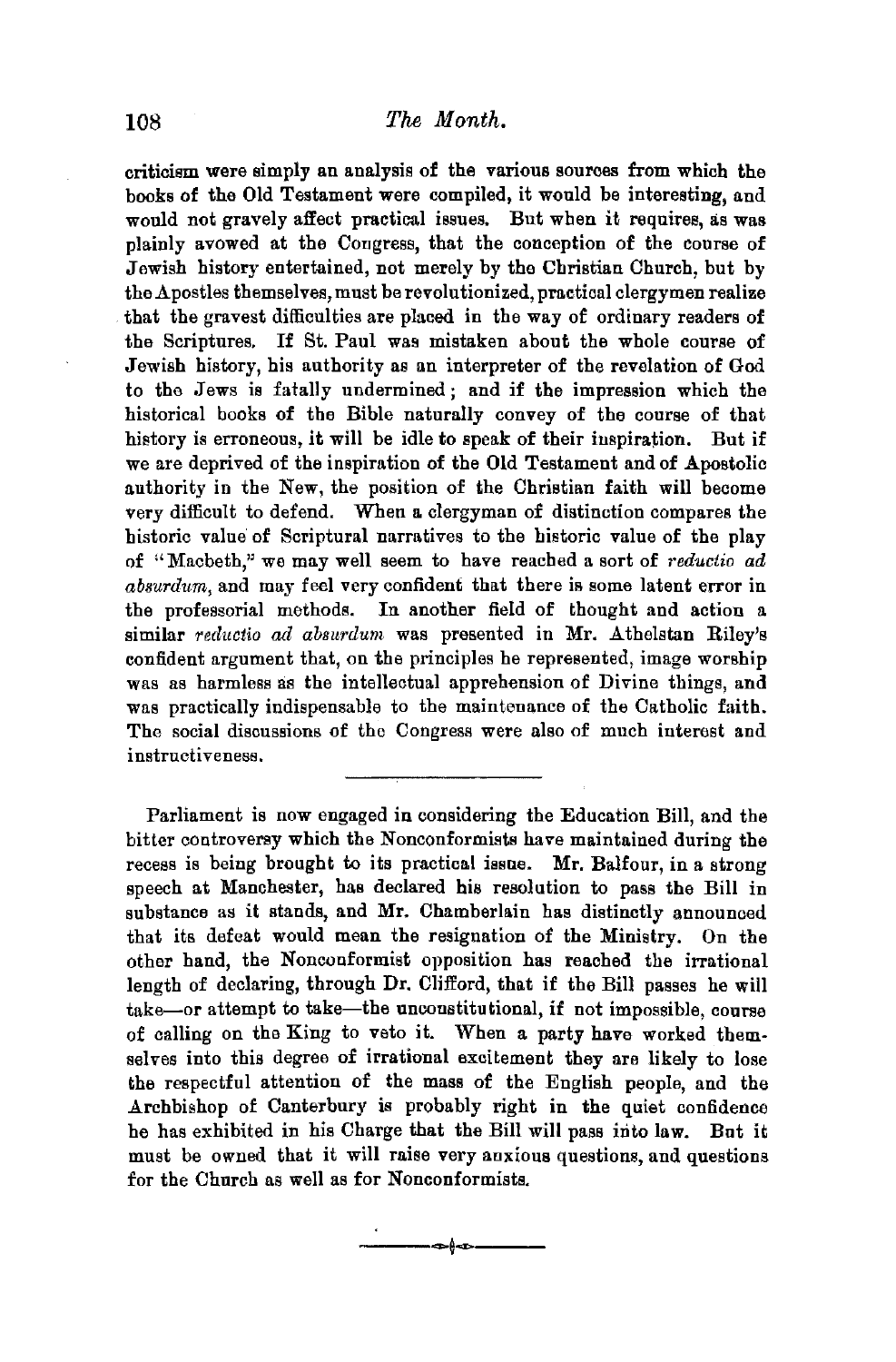criticism were simply an analysis of the various sources from which the books of the Old Testament were compiled, it would be interesting, and would not gravely affect practical issues. But when it requires, as was plainly avowed at the Congress, that the conception of the course of Jewish history entertained, not merely by the Christian Church, but by the Apostles themselves, must be revolutionized, practical clergymen realize that the gravest difficulties are placed in the way of ordinary readers of the Scriptures. If St. Paul was mistaken about the whole course of Jewish history, his authority as an interpreter of the revelation of God to the Jews is fatally undermined; and if the impression which the historical books of the Bible naturally convey of the course of that history is erroneous, it will be idle to speak of their inspiration. But if we are deprived of the inspiration of the Old Testament and of Apostolic authority in the New, the position of the Christian faith will become very difficult to defend. When a clergyman of distinction compares the historic value of Scriptural narratives to the historic value of the play of "Macbeth," we may well seem to have reached a sort of *reductio ad absurdum*, and may feel very confident that there is some latent error in the professorial methods. In another field of thought and action a similar *reductio ad absurdum* was presented in Mr. Athelstan Riley's confident argument that, on the principles he represented, image worship was as harmless as the intellectual apprehension of Divine things, and was practically indispensable to the maintenance of the Catholic faith. The social discussions of the Congress were also of much interest and instructiveness.

---

Parliament is now engaged in considering the Education Bill, and the bitter controversy which the Nonconformists have maintained during the recess is being brought to its practical issue. Mr. Balfour, in a strong speech at Manchester, has declared his resolution to pass the Bill in substance as it stands, and Mr. Chamberlain has distinctly announced that its defeat would mean the resignation of the Ministry. On the other hand, the Nonconformist opposition has reached the irrational length of declaring, through Dr. Clifford, that if the Bill passes he will take—or attempt to take—the unconstitutional, if not impossible, course of calling on the King to veto it. When a party have worked themselves into this degree of irrational excitement they are likely to lose the respectful attention of the mass of the English people, and the Archbishop of Canterbury is probably right in the quiet confidence he has exhibited in his Charge that the Bill will pass into law. But it must be owned that it will raise very anxious questions, and questions for the Church as well as for Nonconformists.